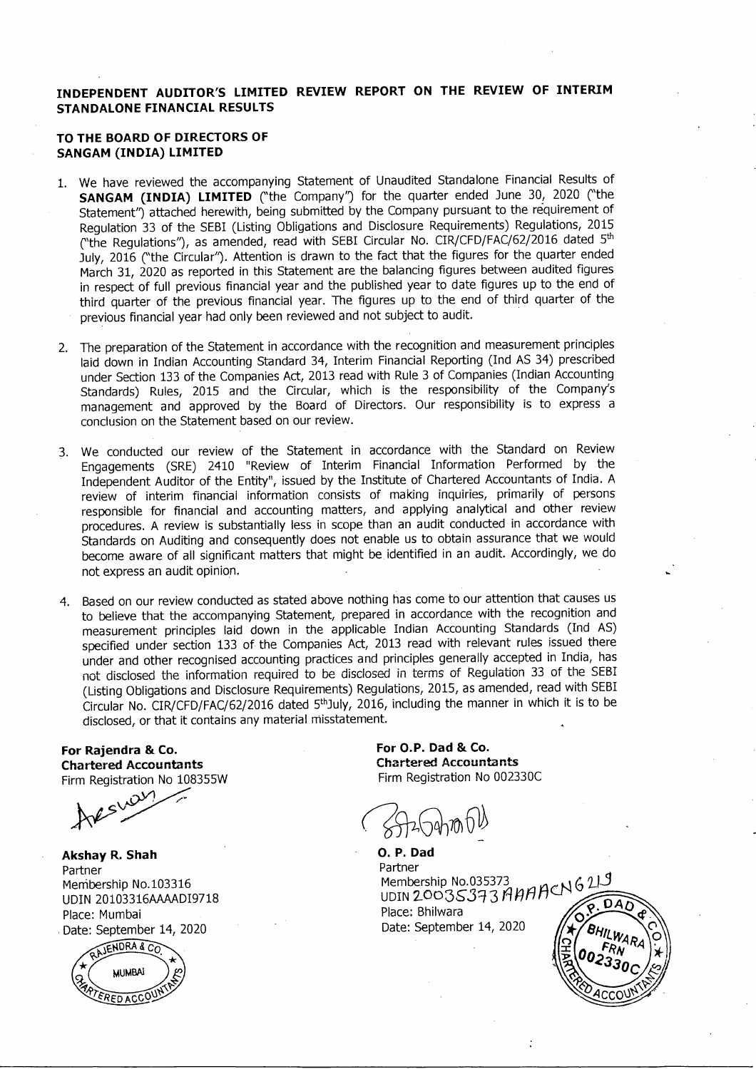# INDEPENDENT AUDITOR'S LIMITED REVIEW REPORT ON THE REVIEW OF INTERIM STANDALONE FINANCIAL RESULTS

**TO THE BOARD OF DIRECTORS OF**
**SANGAM (INDIA) LIMITED**

1. We have reviewed the accompanying Statement of Unaudited Standalone Financial Results of **SANGAM (INDIA) LIMITED** ("the Company") for the quarter ended June 30, 2020 ("the Statement") attached herewith, being submitted by the Company pursuant to the requirement of Regulation 33 of the SEBI (Listing Obligations and Disclosure Requirements) Regulations, 2015 ("the Regulations"), as amended, read with SEBI Circular No. CIR/CFD/FAC/62/2016 dated 5th July, 2016 ("the Circular"). Attention is drawn to the fact that the figures for the quarter ended March 31, 2020 as reported in this Statement are the balancing figures between audited figures in respect of full previous financial year and the published year to date figures up to the end of third quarter of the previous financial year. The figures up to the end of third quarter of the previous financial year had only been reviewed and not subject to audit.

2. The preparation of the Statement in accordance with the recognition and measurement principles laid down in Indian Accounting Standard 34, Interim Financial Reporting (Ind AS 34) prescribed under Section 133 of the Companies Act, 2013 read with Rule 3 of Companies (Indian Accounting Standards) Rules, 2015 and the Circular, which is the responsibility of the Company's management and approved by the Board of Directors. Our responsibility is to express a conclusion on the Statement based on our review.

3. We conducted our review of the Statement in accordance with the Standard on Review Engagements (SRE) 2410 "Review of Interim Financial Information Performed by the Independent Auditor of the Entity", issued by the Institute of Chartered Accountants of India. A review of interim financial information consists of making inquiries, primarily of persons responsible for financial and accounting matters, and applying analytical and other review procedures. A review is substantially less in scope than an audit conducted in accordance with Standards on Auditing and consequently does not enable us to obtain assurance that we would become aware of all significant matters that might be identified in an audit. Accordingly, we do not express an audit opinion.

4. Based on our review conducted as stated above nothing has come to our attention that causes us to believe that the accompanying Statement, prepared in accordance with the recognition and measurement principles laid down in the applicable Indian Accounting Standards (Ind AS) specified under section 133 of the Companies Act, 2013 read with relevant rules issued there under and other recognised accounting practices and principles generally accepted in India, has not disclosed the information required to be disclosed in terms of Regulation 33 of the SEBI (Listing Obligations and Disclosure Requirements) Regulations, 2015, as amended, read with SEBI Circular No. CIR/CFD/FAC/62/2016 dated 5th July, 2016, including the manner in which it is to be disclosed, or that it contains any material misstatement.

**For Rajendra & Co.**
**Chartered Accountants**
Firm Registration No 108355W

**Akshay R. Shah**
Partner
Membership No.103316
UDIN 20103316AAAADI9718
Place: Mumbai
Date: September 14, 2020

**For O.P. Dad & Co.**
**Chartered Accountants**
Firm Registration No 002330C

**O. P. Dad**
Partner
Membership No.035373
UDIN 20035373AAAACN6219
Place: Bhilwara
Date: September 14, 2020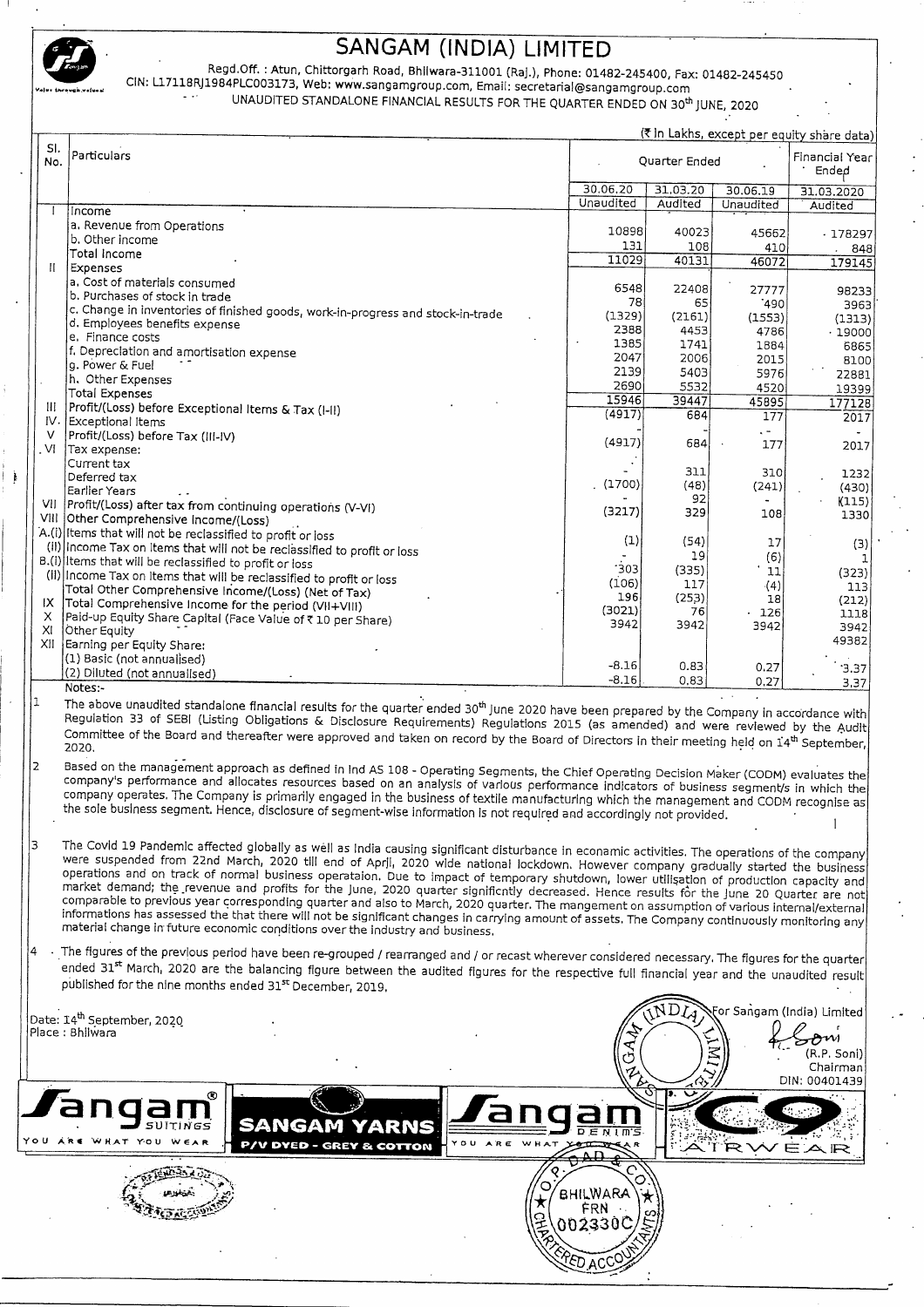# SANGAM (INDIA) LIMITED

Regd.Off. : Atun, Chittorgarh Road, Bhilwara-311001 (Raj.), Phone: 01482-245400, Fax: 01482-245450
CIN: L17118RJ1984PLC003173, Web: www.sangamgroup.com, Email: secretarial@sangamgroup.com

UNAUDITED STANDALONE FINANCIAL RESULTS FOR THE QUARTER ENDED ON 30th JUNE, 2020

(₹ In Lakhs, except per equity share data)

| Sl. No. | Particulars | Quarter Ended | | | Financial Year Ended |
|---|---|---|---|---|---|
| | | 30.06.20 | 31.03.20 | 30.06.19 | 31.03.2020 |
| | | Unaudited | Audited | Unaudited | Audited |
| I | Income | | | | |
| | a. Revenue from Operations | 10898 | 40023 | 45662 | 178297 |
| | b. Other Income | 131 | 108 | 410 | 848 |
| | Total Income | 11029 | 40131 | 46072 | 179145 |
| II | Expenses | | | | |
| | a. Cost of materials consumed | 6548 | 22408 | 27777 | 98233 |
| | b. Purchases of stock in trade | 78 | 65 | 490 | 3963 |
| | c. Change in inventories of finished goods, work-in-progress and stock-in-trade | (1329) | (2161) | (1553) | (1313) |
| | d. Employees benefits expense | 2388 | 4453 | 4786 | 19000 |
| | e. Finance costs | 1385 | 1741 | 1884 | 6865 |
| | f. Depreciation and amortisation expense | 2047 | 2006 | 2015 | 8100 |
| | g. Power & Fuel | 2139 | 5403 | 5976 | 22881 |
| | h. Other Expenses | 2690 | 5532 | 4520 | 19399 |
| | Total Expenses | 15946 | 39447 | 45895 | 177128 |
| III | Profit/(Loss) before Exceptional Items & Tax (I-II) | (4917) | 684 | 177 | 2017 |
| IV. | Exceptional Items | | - | - | - |
| V | Profit/(Loss) before Tax (III-IV) | (4917) | 684 | 177 | 2017 |
| VI | Tax expense: | | | | |
| | Current tax | - | 311 | 310 | 1232 |
| | Deferred tax | (1700) | (48) | (241) | (430) |
| | Earlier Years | - | 92 | - | (115) |
| VII | Profit/(Loss) after tax from continuing operations (V-VI) | (3217) | 329 | 108 | 1330 |
| VIII | Other Comprehensive Income/(Loss) | | | | |
| A.(i) | Items that will not be reclassified to profit or loss | (1) | (54) | 17 | (3) |
| (ii) | Income Tax on items that will not be reclassified to profit or loss | - | 19 | (6) | 1 |
| B.(i) | Items that will be reclassified to profit or loss | 303 | (335) | 11 | (323) |
| (ii) | Income Tax on items that will be reclassified to profit or loss | (106) | 117 | (4) | 113 |
| | Total Other Comprehensive Income/(Loss) (Net of Tax) | 196 | (253) | 18 | (212) |
| IX | Total Comprehensive Income for the period (VII+VIII) | (3021) | 76 | 126 | 1118 |
| X | Paid-up Equity Share Capital (Face Value of ₹ 10 per Share) | 3942 | 3942 | 3942 | 3942 |
| XI | Other Equity | | | | 49382 |
| XII | Earning per Equity Share: | | | | |
| | (1) Basic (not annualised) | -8.16 | 0.83 | 0.27 | 3.37 |
| | (2) Diluted (not annualised) | -8.16 | 0.83 | 0.27 | 3.37 |

Notes:-

1. The above unaudited standalone financial results for the quarter ended 30th June 2020 have been prepared by the Company in accordance with Regulation 33 of SEBI (Listing Obligations & Disclosure Requirements) Regulations 2015 (as amended) and were reviewed by the Audit Committee of the Board and thereafter were approved and taken on record by the Board of Directors in their meeting held on 14th September, 2020.

2. Based on the management approach as defined in Ind AS 108 - Operating Segments, the Chief Operating Decision Maker (CODM) evaluates the company's performance and allocates resources based on an analysis of various performance indicators of business segment/s in which the company operates. The Company is primarily engaged in the business of textile manufacturing which the management and CODM recognise as the sole business segment. Hence, disclosure of segment-wise information is not required and accordingly not provided.

3. The Covid 19 Pandemic affected globally as well as India causing significant disturbance in economic activities. The operations of the company were suspended from 22nd March, 2020 till end of April, 2020 wide national lockdown. However company gradually started the business operations and on track of normal business operataion. Due to impact of temporary shutdown, lower utilisation of production capacity and market demand; the revenue and profits for the June, 2020 quarter significtly decreased. Hence results for the June 20 Quarter are not comparable to previous year corresponding quarter and also to March, 2020 quarter. The mangement on assumption of various internal/external informations has assessed the that there will not be significant changes in carrying amount of assets. The Company continuously monitoring any material change in future economic conditions over the industry and business.

4. The figures of the previous period have been re-grouped / rearranged and / or recast wherever considered necessary. The figures for the quarter ended 31st March, 2020 are the balancing figure between the audited figures for the respective full financial year and the unaudited result published for the nine months ended 31st December, 2019.

Date: 14th September, 2020
Place : Bhilwara

For Sangam (India) Limited

(R.P. Soni)
Chairman
DIN: 00401439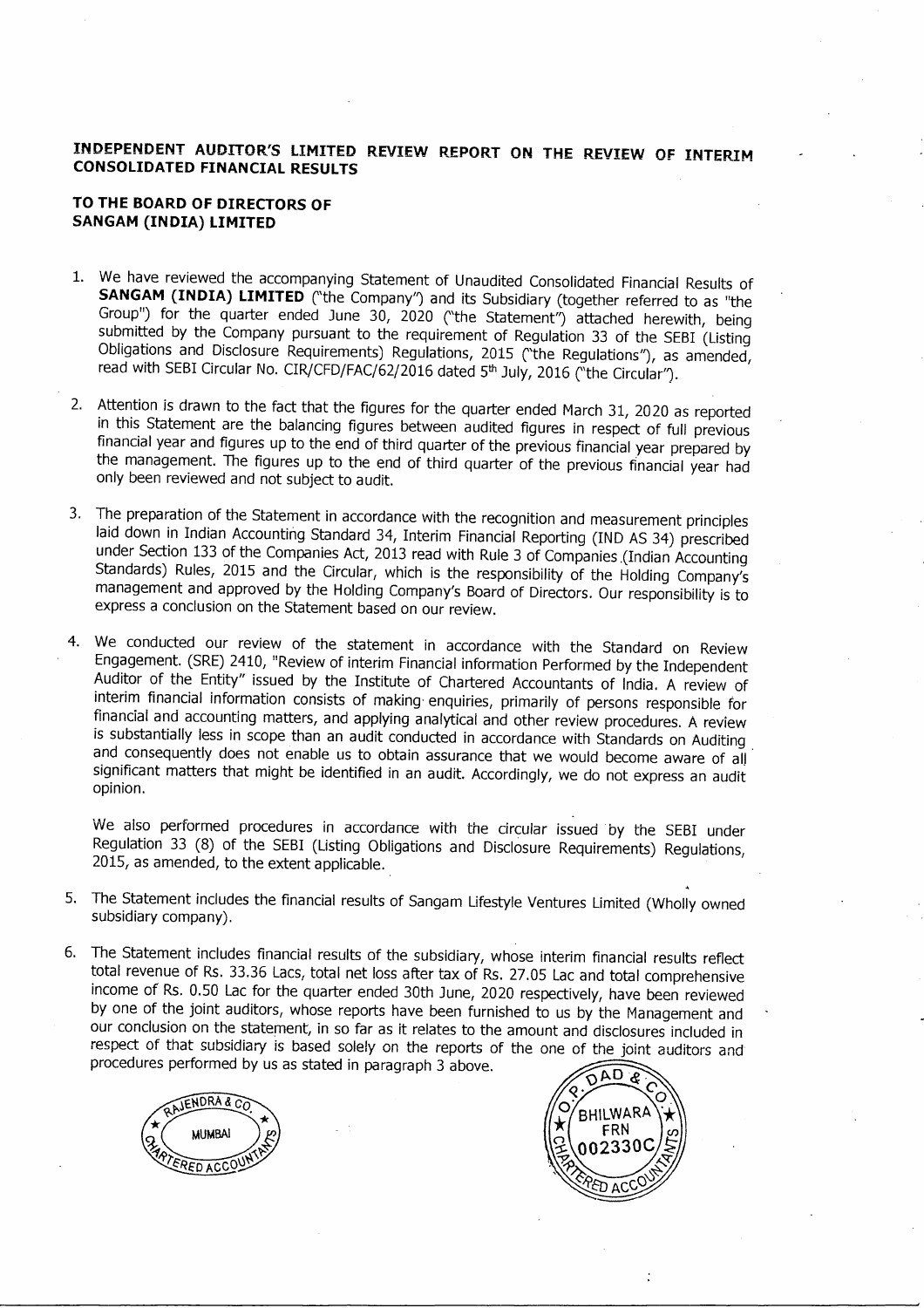**INDEPENDENT AUDITOR'S LIMITED REVIEW REPORT ON THE REVIEW OF INTERIM CONSOLIDATED FINANCIAL RESULTS**

**TO THE BOARD OF DIRECTORS OF SANGAM (INDIA) LIMITED**

1. We have reviewed the accompanying Statement of Unaudited Consolidated Financial Results of **SANGAM (INDIA) LIMITED** ("the Company") and its Subsidiary (together referred to as "the Group") for the quarter ended June 30, 2020 ("the Statement") attached herewith, being submitted by the Company pursuant to the requirement of Regulation 33 of the SEBI (Listing Obligations and Disclosure Requirements) Regulations, 2015 ("the Regulations"), as amended, read with SEBI Circular No. CIR/CFD/FAC/62/2016 dated 5th July, 2016 ("the Circular").

2. Attention is drawn to the fact that the figures for the quarter ended March 31, 2020 as reported in this Statement are the balancing figures between audited figures in respect of full previous financial year and figures up to the end of third quarter of the previous financial year prepared by the management. The figures up to the end of third quarter of the previous financial year had only been reviewed and not subject to audit.

3. The preparation of the Statement in accordance with the recognition and measurement principles laid down in Indian Accounting Standard 34, Interim Financial Reporting (IND AS 34) prescribed under Section 133 of the Companies Act, 2013 read with Rule 3 of Companies (Indian Accounting Standards) Rules, 2015 and the Circular, which is the responsibility of the Holding Company's management and approved by the Holding Company's Board of Directors. Our responsibility is to express a conclusion on the Statement based on our review.

4. We conducted our review of the statement in accordance with the Standard on Review Engagement. (SRE) 2410, "Review of interim Financial information Performed by the Independent Auditor of the Entity" issued by the Institute of Chartered Accountants of India. A review of interim financial information consists of making enquiries, primarily of persons responsible for financial and accounting matters, and applying analytical and other review procedures. A review is substantially less in scope than an audit conducted in accordance with Standards on Auditing and consequently does not enable us to obtain assurance that we would become aware of all significant matters that might be identified in an audit. Accordingly, we do not express an audit opinion.

   We also performed procedures in accordance with the circular issued by the SEBI under Regulation 33 (8) of the SEBI (Listing Obligations and Disclosure Requirements) Regulations, 2015, as amended, to the extent applicable.

5. The Statement includes the financial results of Sangam Lifestyle Ventures Limited (Wholly owned subsidiary company).

6. The Statement includes financial results of the subsidiary, whose interim financial results reflect total revenue of Rs. 33.36 Lacs, total net loss after tax of Rs. 27.05 Lac and total comprehensive income of Rs. 0.50 Lac for the quarter ended 30th June, 2020 respectively, have been reviewed by one of the joint auditors, whose reports have been furnished to us by the Management and our conclusion on the statement, in so far as it relates to the amount and disclosures included in respect of that subsidiary is based solely on the reports of the one of the joint auditors and procedures performed by us as stated in paragraph 3 above.

RAJENDRA & CO. MUMBAI CHARTERED ACCOUNTANTS

O.P. DAD & CO. BHILWARA FRN 002330C CHARTERED ACCOUNTANTS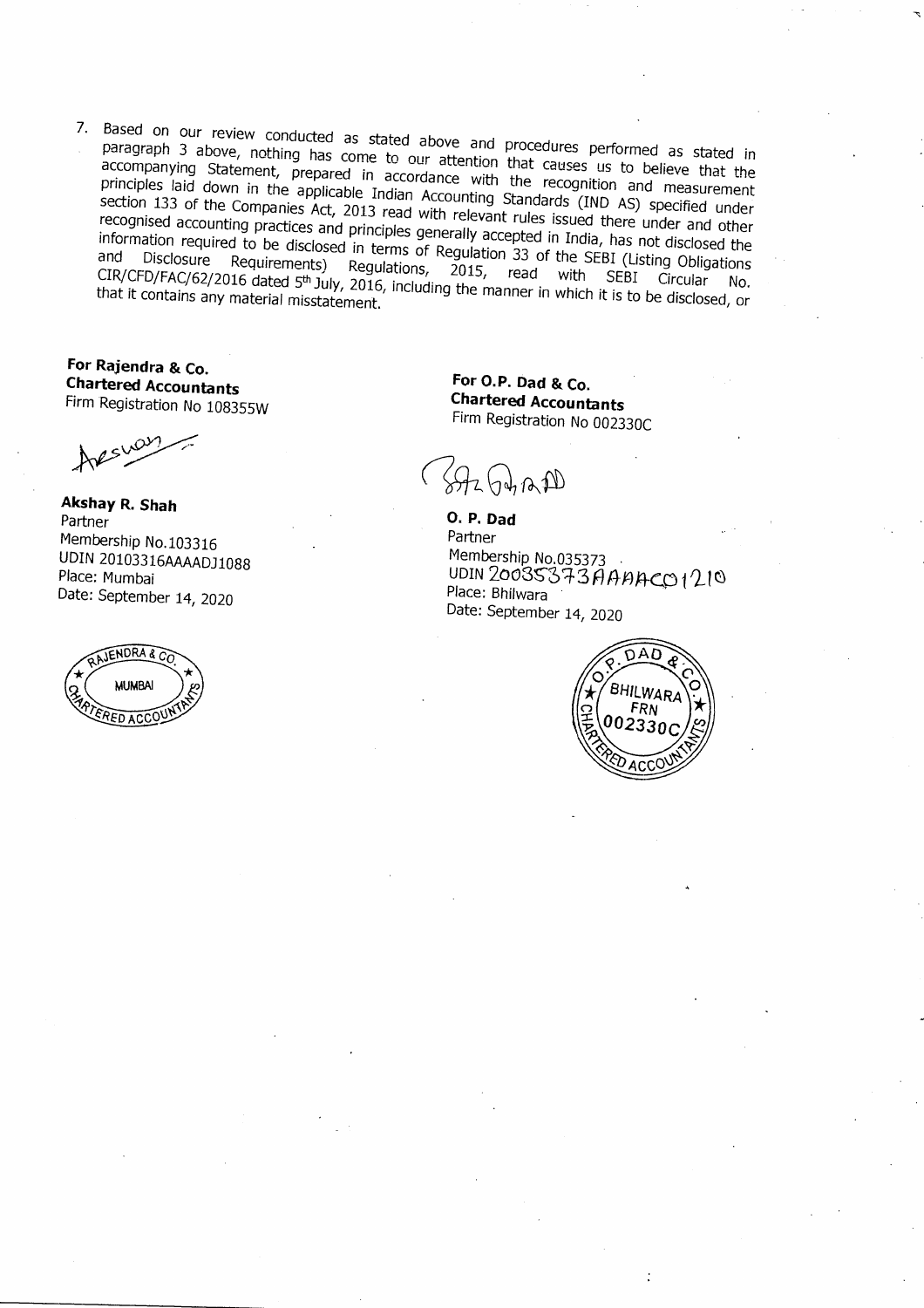7. Based on our review conducted as stated above and procedures performed as stated in paragraph 3 above, nothing has come to our attention that causes us to believe that the accompanying Statement, prepared in accordance with the recognition and measurement principles laid down in the applicable Indian Accounting Standards (IND AS) specified under section 133 of the Companies Act, 2013 read with relevant rules issued there under and other recognised accounting practices and principles generally accepted in India, has not disclosed the information required to be disclosed in terms of Regulation 33 of the SEBI (Listing Obligations and Disclosure Requirements) Regulations, 2015, read with SEBI Circular No. CIR/CFD/FAC/62/2016 dated 5th July, 2016, including the manner in which it is to be disclosed, or that it contains any material misstatement.

**For Rajendra & Co.**
**Chartered Accountants**
Firm Registration No 108355W

**Akshay R. Shah**
Partner
Membership No.103316
UDIN 20103316AAAADJ1088
Place: Mumbai
Date: September 14, 2020

**For O.P. Dad & Co.**
**Chartered Accountants**
Firm Registration No 002330C

**O. P. Dad**
Partner
Membership No.035373
UDIN 20035373AAAACO1210
Place: Bhilwara
Date: September 14, 2020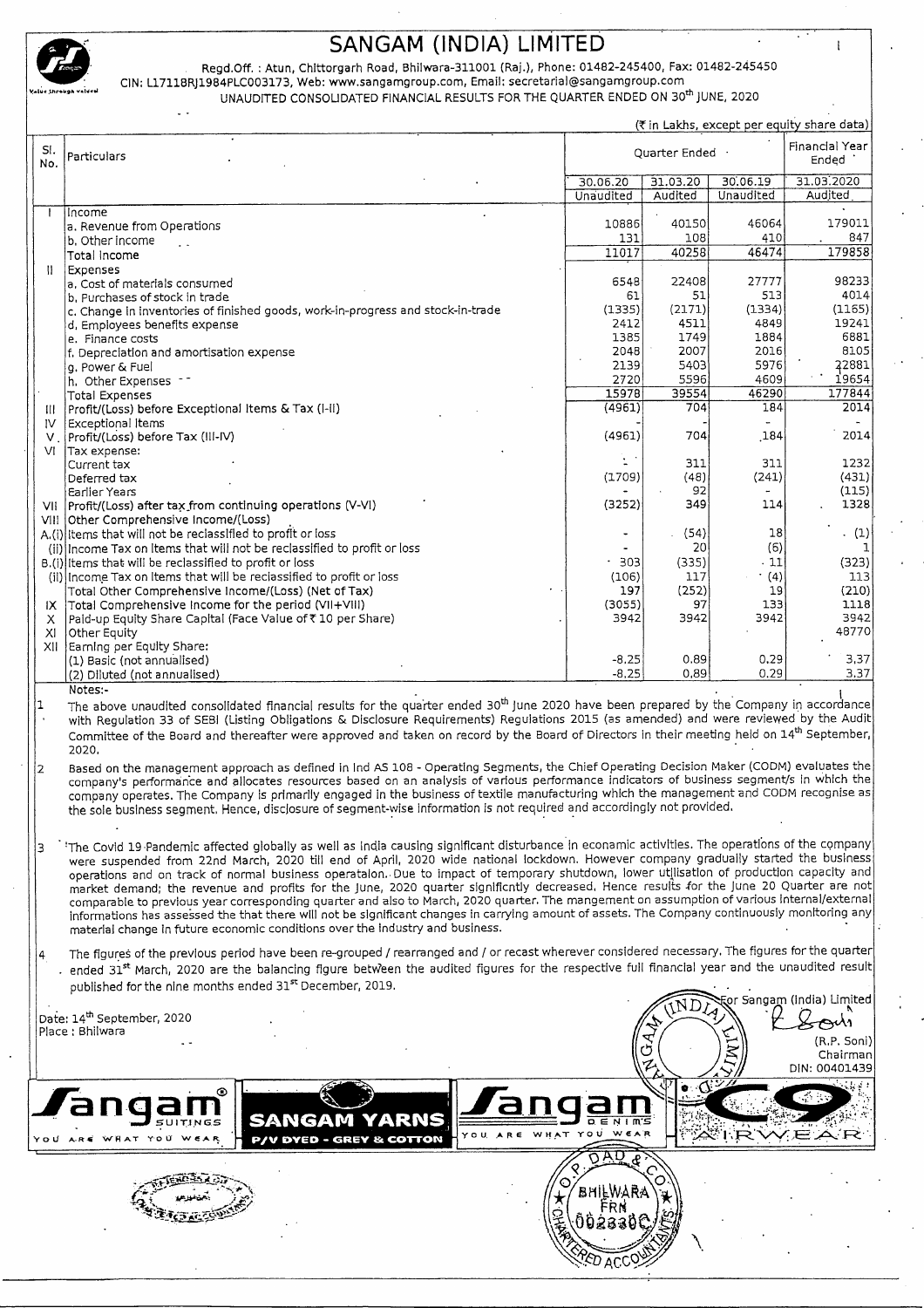# SANGAM (INDIA) LIMITED

Regd.Off. : Atun, Chittorgarh Road, Bhilwara-311001 (Raj.), Phone: 01482-245400, Fax: 01482-245450
CIN: L17118RJ1984PLC003173, Web: www.sangamgroup.com, Email: secretarial@sangamgroup.com

UNAUDITED CONSOLIDATED FINANCIAL RESULTS FOR THE QUARTER ENDED ON 30th JUNE, 2020

(₹ in Lakhs, except per equity share data)

| Sl. No. | Particulars | Quarter Ended | | | Financial Year Ended |
|---|---|---|---|---|---|
| | | 30.06.20 | 31.03.20 | 30.06.19 | 31.03.2020 |
| | | Unaudited | Audited | Unaudited | Audited |
| I | Income | | | | |
| | a. Revenue from Operations | 10886 | 40150 | 46064 | 179011 |
| | b. Other Income | 131 | 108 | 410 | 847 |
| | Total Income | 11017 | 40258 | 46474 | 179858 |
| II | Expenses | | | | |
| | a. Cost of materials consumed | 6548 | 22408 | 27777 | 98233 |
| | b. Purchases of stock in trade | 61 | 51 | 513 | 4014 |
| | c. Change in inventories of finished goods, work-in-progress and stock-in-trade | (1335) | (2171) | (1334) | (1165) |
| | d. Employees benefits expense | 2412 | 4511 | 4849 | 19241 |
| | e. Finance costs | 1385 | 1749 | 1884 | 6881 |
| | f. Depreciation and amortisation expense | 2048 | 2007 | 2016 | 8105 |
| | g. Power & Fuel | 2139 | 5403 | 5976 | 22881 |
| | h. Other Expenses | 2720 | 5596 | 4609 | 19654 |
| | Total Expenses | 15978 | 39554 | 46290 | 177844 |
| III | Profit/(Loss) before Exceptional Items & Tax (I-II) | (4961) | 704 | 184 | 2014 |
| IV | Exceptional Items | | - | - | - |
| V | Profit/(Loss) before Tax (III-IV) | (4961) | 704 | 184 | 2014 |
| VI | Tax expense: | | | | |
| | Current tax | - | 311 | 311 | 1232 |
| | Deferred tax | (1709) | (48) | (241) | (431) |
| | Earlier Years | - | 92 | - | (115) |
| VII | Profit/(Loss) after tax from continuing operations (V-VI) | (3252) | 349 | 114 | 1328 |
| VIII | Other Comprehensive Income/(Loss) | | | | |
| | A.(i) Items that will not be reclassified to profit or loss | - | (54) | 18 | (1) |
| | (ii) Income Tax on items that will not be reclassified to profit or loss | - | 20 | (6) | 1 |
| | B.(i) Items that will be reclassified to profit or loss | 303 | (335) | 11 | (323) |
| | (ii) Income Tax on items that will be reclassified to profit or loss | (106) | 117 | (4) | 113 |
| | Total Other Comprehensive Income/(Loss) (Net of Tax) | 197 | (252) | 19 | (210) |
| IX | Total Comprehensive Income for the period (VII+VIII) | (3055) | 97 | 133 | 1118 |
| X | Paid-up Equity Share Capital (Face Value of ₹ 10 per Share) | 3942 | 3942 | 3942 | 3942 |
| XI | Other Equity | | | | 48770 |
| XII | Earning per Equity Share: | | | | |
| | (1) Basic (not annualised) | -8.25 | 0.89 | 0.29 | 3.37 |
| | (2) Diluted (not annualised) | -8.25 | 0.89 | 0.29 | 3.37 |

Notes:-

1. The above unaudited consolidated financial results for the quarter ended 30th June 2020 have been prepared by the Company in accordance with Regulation 33 of SEBI (Listing Obligations & Disclosure Requirements) Regulations 2015 (as amended) and were reviewed by the Audit Committee of the Board and thereafter were approved and taken on record by the Board of Directors in their meeting held on 14th September, 2020.

2. Based on the management approach as defined in Ind AS 108 - Operating Segments, the Chief Operating Decision Maker (CODM) evaluates the company's performance and allocates resources based on an analysis of various performance indicators of business segment/s in which the company operates. The Company is primarily engaged in the business of textile manufacturing which the management and CODM recognise as the sole business segment. Hence, disclosure of segment-wise information is not required and accordingly not provided.

3. The Covid 19 Pandemic affected globally as well as India causing significant disturbance in economic activities. The operations of the company were suspended from 22nd March, 2020 till end of April, 2020 wide national lockdown. However company gradually started the business operations and on track of normal business operataion. Due to impact of temporary shutdown, lower utilisation of production capacity and market demand; the revenue and profits for the June, 2020 quarter significntly decreased. Hence results for the June 20 Quarter are not comparable to previous year corresponding quarter and also to March, 2020 quarter. The mangement on assumption of various internal/external informations has assessed the that there will not be significant changes in carrying amount of assets. The Company continuously monitoring any material change in future economic conditions over the industry and business.

4. The figures of the previous period have been re-grouped / rearranged and / or recast wherever considered necessary. The figures for the quarter ended 31st March, 2020 are the balancing figure between the audited figures for the respective full financial year and the unaudited result published for the nine months ended 31st December, 2019.

Date: 14th September, 2020
Place : Bhilwara

For Sangam (India) Limited

(R.P. Soni)
Chairman
DIN: 00401439